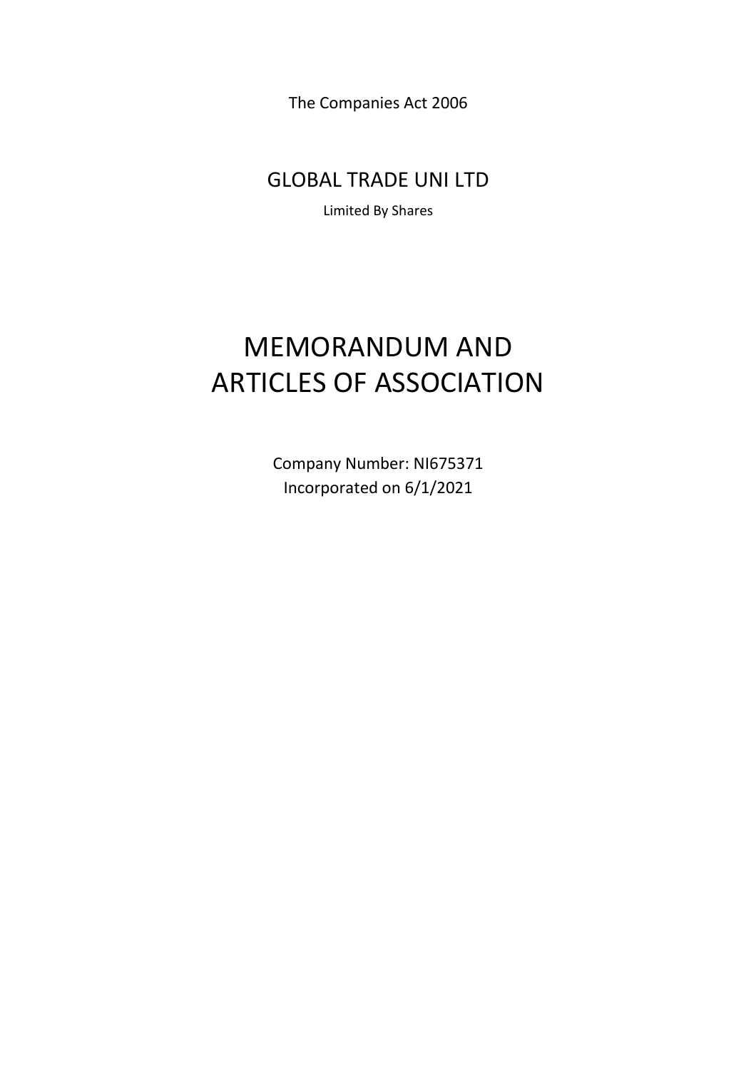The Companies Act 2006

## GLOBAL TRADE UNI LTD

Limited By Shares

# MEMORANDUM AND ARTICLES OF ASSOCIATION

Company Number: NI675371
Incorporated on 6/1/2021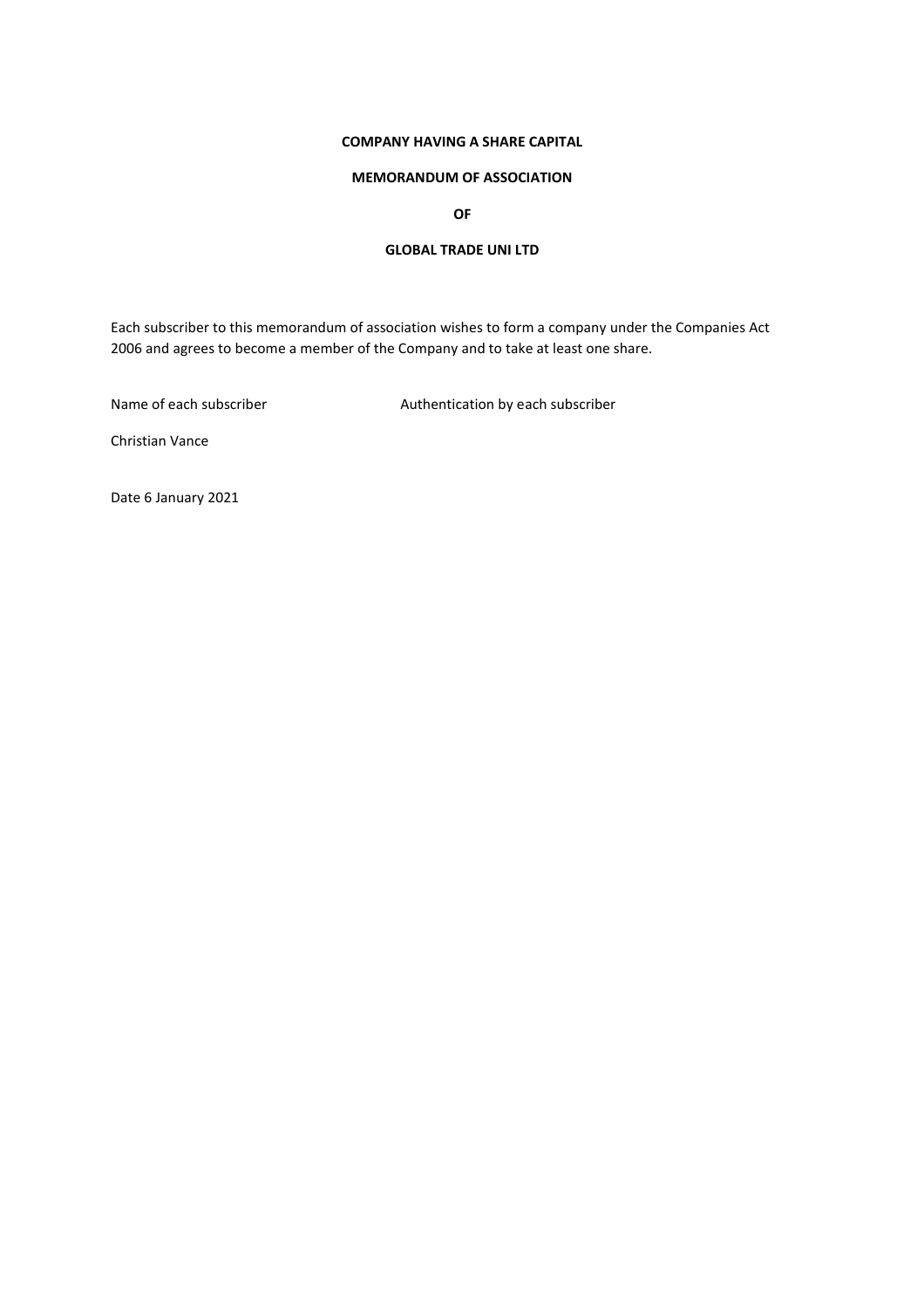**COMPANY HAVING A SHARE CAPITAL**

**MEMORANDUM OF ASSOCIATION**

**OF**

**GLOBAL TRADE UNI LTD**

Each subscriber to this memorandum of association wishes to form a company under the Companies Act 2006 and agrees to become a member of the Company and to take at least one share.

| Name of each subscriber | Authentication by each subscriber |
| --- | --- |
| Christian Vance | |

Date 6 January 2021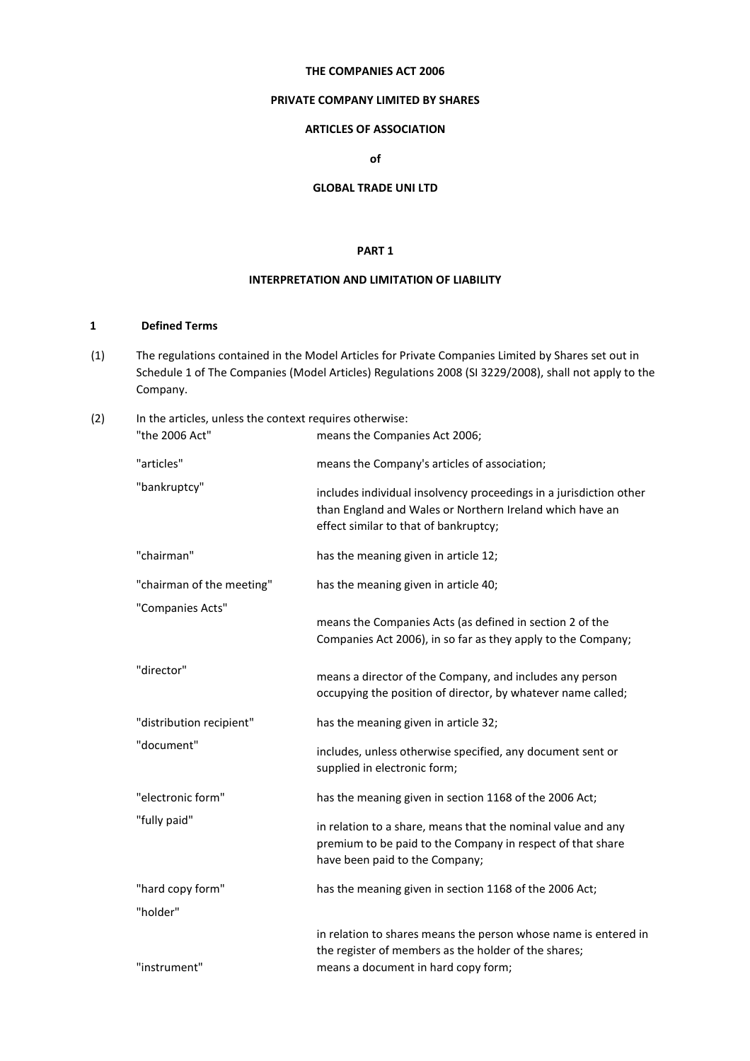**THE COMPANIES ACT 2006**

**PRIVATE COMPANY LIMITED BY SHARES**

**ARTICLES OF ASSOCIATION**

**of**

**GLOBAL TRADE UNI LTD**

# PART 1

## INTERPRETATION AND LIMITATION OF LIABILITY

### 1 Defined Terms

(1) The regulations contained in the Model Articles for Private Companies Limited by Shares set out in Schedule 1 of The Companies (Model Articles) Regulations 2008 (SI 3229/2008), shall not apply to the Company.

(2) In the articles, unless the context requires otherwise:

| | |
|---|---|
| "the 2006 Act" | means the Companies Act 2006; |
| "articles" | means the Company's articles of association; |
| "bankruptcy" | includes individual insolvency proceedings in a jurisdiction other than England and Wales or Northern Ireland which have an effect similar to that of bankruptcy; |
| "chairman" | has the meaning given in article 12; |
| "chairman of the meeting" | has the meaning given in article 40; |
| "Companies Acts" | means the Companies Acts (as defined in section 2 of the Companies Act 2006), in so far as they apply to the Company; |
| "director" | means a director of the Company, and includes any person occupying the position of director, by whatever name called; |
| "distribution recipient" | has the meaning given in article 32; |
| "document" | includes, unless otherwise specified, any document sent or supplied in electronic form; |
| "electronic form" | has the meaning given in section 1168 of the 2006 Act; |
| "fully paid" | in relation to a share, means that the nominal value and any premium to be paid to the Company in respect of that share have been paid to the Company; |
| "hard copy form" | has the meaning given in section 1168 of the 2006 Act; |
| "holder" | in relation to shares means the person whose name is entered in the register of members as the holder of the shares; |
| "instrument" | means a document in hard copy form; |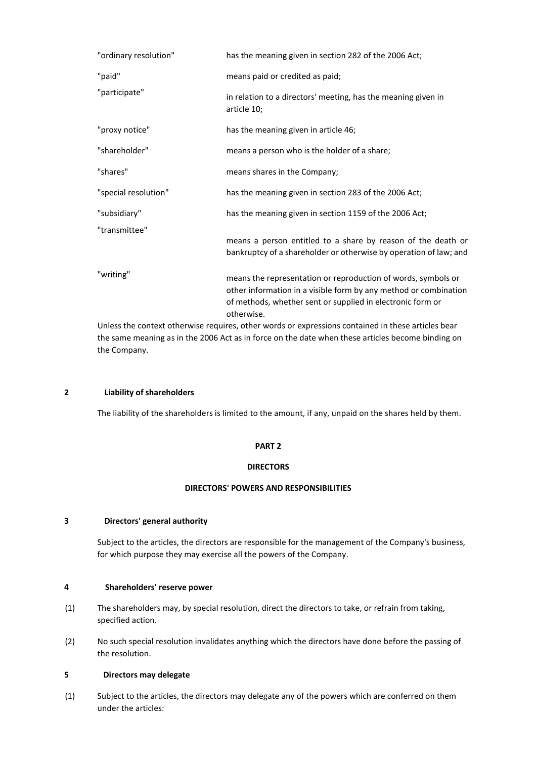| | |
|---|---|
| "ordinary resolution" | has the meaning given in section 282 of the 2006 Act; |
| "paid" | means paid or credited as paid; |
| "participate" | in relation to a directors' meeting, has the meaning given in article 10; |
| "proxy notice" | has the meaning given in article 46; |
| "shareholder" | means a person who is the holder of a share; |
| "shares" | means shares in the Company; |
| "special resolution" | has the meaning given in section 283 of the 2006 Act; |
| "subsidiary" | has the meaning given in section 1159 of the 2006 Act; |
| "transmittee" | means a person entitled to a share by reason of the death or bankruptcy of a shareholder or otherwise by operation of law; and |
| "writing" | means the representation or reproduction of words, symbols or other information in a visible form by any method or combination of methods, whether sent or supplied in electronic form or otherwise. |

Unless the context otherwise requires, other words or expressions contained in these articles bear the same meaning as in the 2006 Act as in force on the date when these articles become binding on the Company.

**2 Liability of shareholders**

The liability of the shareholders is limited to the amount, if any, unpaid on the shares held by them.

**PART 2**

**DIRECTORS**

**DIRECTORS' POWERS AND RESPONSIBILITIES**

**3 Directors' general authority**

Subject to the articles, the directors are responsible for the management of the Company's business, for which purpose they may exercise all the powers of the Company.

**4 Shareholders' reserve power**

(1) The shareholders may, by special resolution, direct the directors to take, or refrain from taking, specified action.

(2) No such special resolution invalidates anything which the directors have done before the passing of the resolution.

**5 Directors may delegate**

(1) Subject to the articles, the directors may delegate any of the powers which are conferred on them under the articles: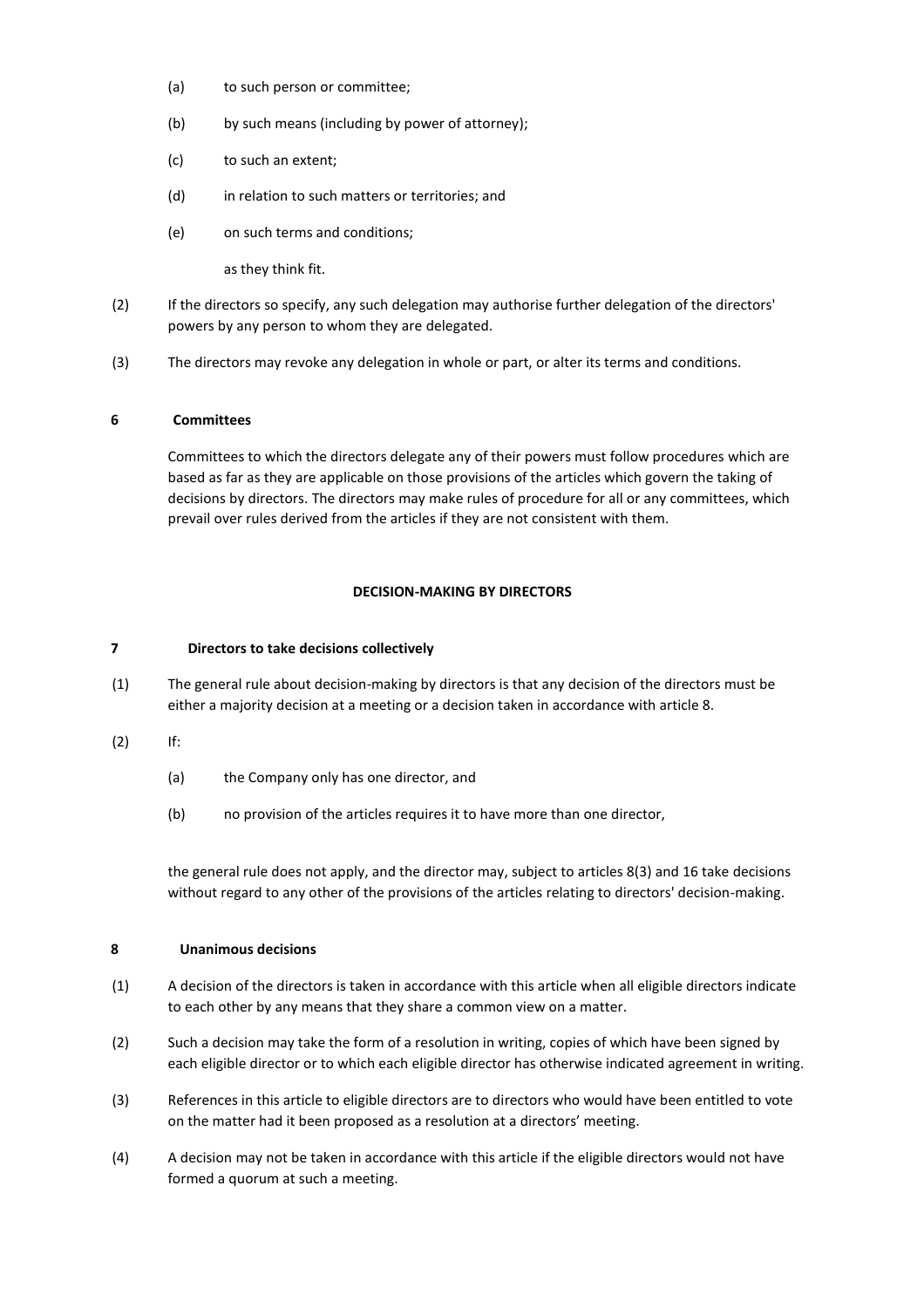(a) to such person or committee;

(b) by such means (including by power of attorney);

(c) to such an extent;

(d) in relation to such matters or territories; and

(e) on such terms and conditions;

as they think fit.

(2) If the directors so specify, any such delegation may authorise further delegation of the directors' powers by any person to whom they are delegated.

(3) The directors may revoke any delegation in whole or part, or alter its terms and conditions.

**6 Committees**

Committees to which the directors delegate any of their powers must follow procedures which are based as far as they are applicable on those provisions of the articles which govern the taking of decisions by directors. The directors may make rules of procedure for all or any committees, which prevail over rules derived from the articles if they are not consistent with them.

**DECISION-MAKING BY DIRECTORS**

**7 Directors to take decisions collectively**

(1) The general rule about decision-making by directors is that any decision of the directors must be either a majority decision at a meeting or a decision taken in accordance with article 8.

(2) If:

(a) the Company only has one director, and

(b) no provision of the articles requires it to have more than one director,

the general rule does not apply, and the director may, subject to articles 8(3) and 16 take decisions without regard to any other of the provisions of the articles relating to directors' decision-making.

**8 Unanimous decisions**

(1) A decision of the directors is taken in accordance with this article when all eligible directors indicate to each other by any means that they share a common view on a matter.

(2) Such a decision may take the form of a resolution in writing, copies of which have been signed by each eligible director or to which each eligible director has otherwise indicated agreement in writing.

(3) References in this article to eligible directors are to directors who would have been entitled to vote on the matter had it been proposed as a resolution at a directors' meeting.

(4) A decision may not be taken in accordance with this article if the eligible directors would not have formed a quorum at such a meeting.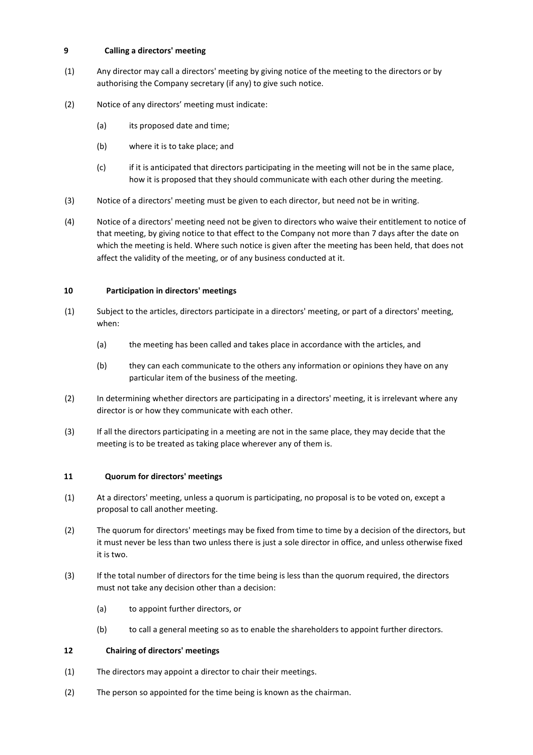**9 Calling a directors' meeting**

(1) Any director may call a directors' meeting by giving notice of the meeting to the directors or by authorising the Company secretary (if any) to give such notice.

(2) Notice of any directors' meeting must indicate:

(a) its proposed date and time;

(b) where it is to take place; and

(c) if it is anticipated that directors participating in the meeting will not be in the same place, how it is proposed that they should communicate with each other during the meeting.

(3) Notice of a directors' meeting must be given to each director, but need not be in writing.

(4) Notice of a directors' meeting need not be given to directors who waive their entitlement to notice of that meeting, by giving notice to that effect to the Company not more than 7 days after the date on which the meeting is held. Where such notice is given after the meeting has been held, that does not affect the validity of the meeting, or of any business conducted at it.

**10 Participation in directors' meetings**

(1) Subject to the articles, directors participate in a directors' meeting, or part of a directors' meeting, when:

(a) the meeting has been called and takes place in accordance with the articles, and

(b) they can each communicate to the others any information or opinions they have on any particular item of the business of the meeting.

(2) In determining whether directors are participating in a directors' meeting, it is irrelevant where any director is or how they communicate with each other.

(3) If all the directors participating in a meeting are not in the same place, they may decide that the meeting is to be treated as taking place wherever any of them is.

**11 Quorum for directors' meetings**

(1) At a directors' meeting, unless a quorum is participating, no proposal is to be voted on, except a proposal to call another meeting.

(2) The quorum for directors' meetings may be fixed from time to time by a decision of the directors, but it must never be less than two unless there is just a sole director in office, and unless otherwise fixed it is two.

(3) If the total number of directors for the time being is less than the quorum required, the directors must not take any decision other than a decision:

(a) to appoint further directors, or

(b) to call a general meeting so as to enable the shareholders to appoint further directors.

**12 Chairing of directors' meetings**

(1) The directors may appoint a director to chair their meetings.

(2) The person so appointed for the time being is known as the chairman.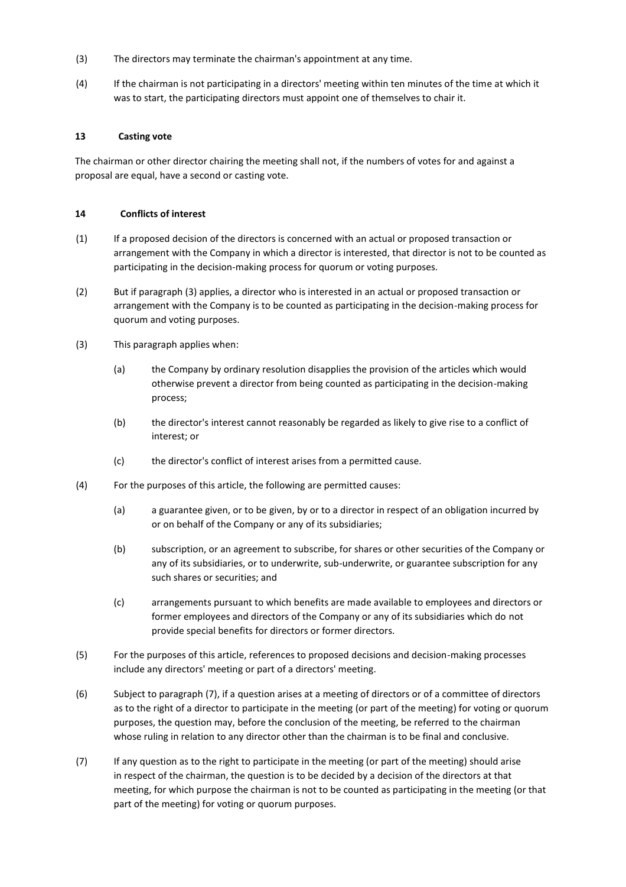(3) The directors may terminate the chairman's appointment at any time.

(4) If the chairman is not participating in a directors' meeting within ten minutes of the time at which it was to start, the participating directors must appoint one of themselves to chair it.

### 13 Casting vote

The chairman or other director chairing the meeting shall not, if the numbers of votes for and against a proposal are equal, have a second or casting vote.

### 14 Conflicts of interest

(1) If a proposed decision of the directors is concerned with an actual or proposed transaction or arrangement with the Company in which a director is interested, that director is not to be counted as participating in the decision-making process for quorum or voting purposes.

(2) But if paragraph (3) applies, a director who is interested in an actual or proposed transaction or arrangement with the Company is to be counted as participating in the decision-making process for quorum and voting purposes.

(3) This paragraph applies when:

(a) the Company by ordinary resolution disapplies the provision of the articles which would otherwise prevent a director from being counted as participating in the decision-making process;

(b) the director's interest cannot reasonably be regarded as likely to give rise to a conflict of interest; or

(c) the director's conflict of interest arises from a permitted cause.

(4) For the purposes of this article, the following are permitted causes:

(a) a guarantee given, or to be given, by or to a director in respect of an obligation incurred by or on behalf of the Company or any of its subsidiaries;

(b) subscription, or an agreement to subscribe, for shares or other securities of the Company or any of its subsidiaries, or to underwrite, sub-underwrite, or guarantee subscription for any such shares or securities; and

(c) arrangements pursuant to which benefits are made available to employees and directors or former employees and directors of the Company or any of its subsidiaries which do not provide special benefits for directors or former directors.

(5) For the purposes of this article, references to proposed decisions and decision-making processes include any directors' meeting or part of a directors' meeting.

(6) Subject to paragraph (7), if a question arises at a meeting of directors or of a committee of directors as to the right of a director to participate in the meeting (or part of the meeting) for voting or quorum purposes, the question may, before the conclusion of the meeting, be referred to the chairman whose ruling in relation to any director other than the chairman is to be final and conclusive.

(7) If any question as to the right to participate in the meeting (or part of the meeting) should arise in respect of the chairman, the question is to be decided by a decision of the directors at that meeting, for which purpose the chairman is not to be counted as participating in the meeting (or that part of the meeting) for voting or quorum purposes.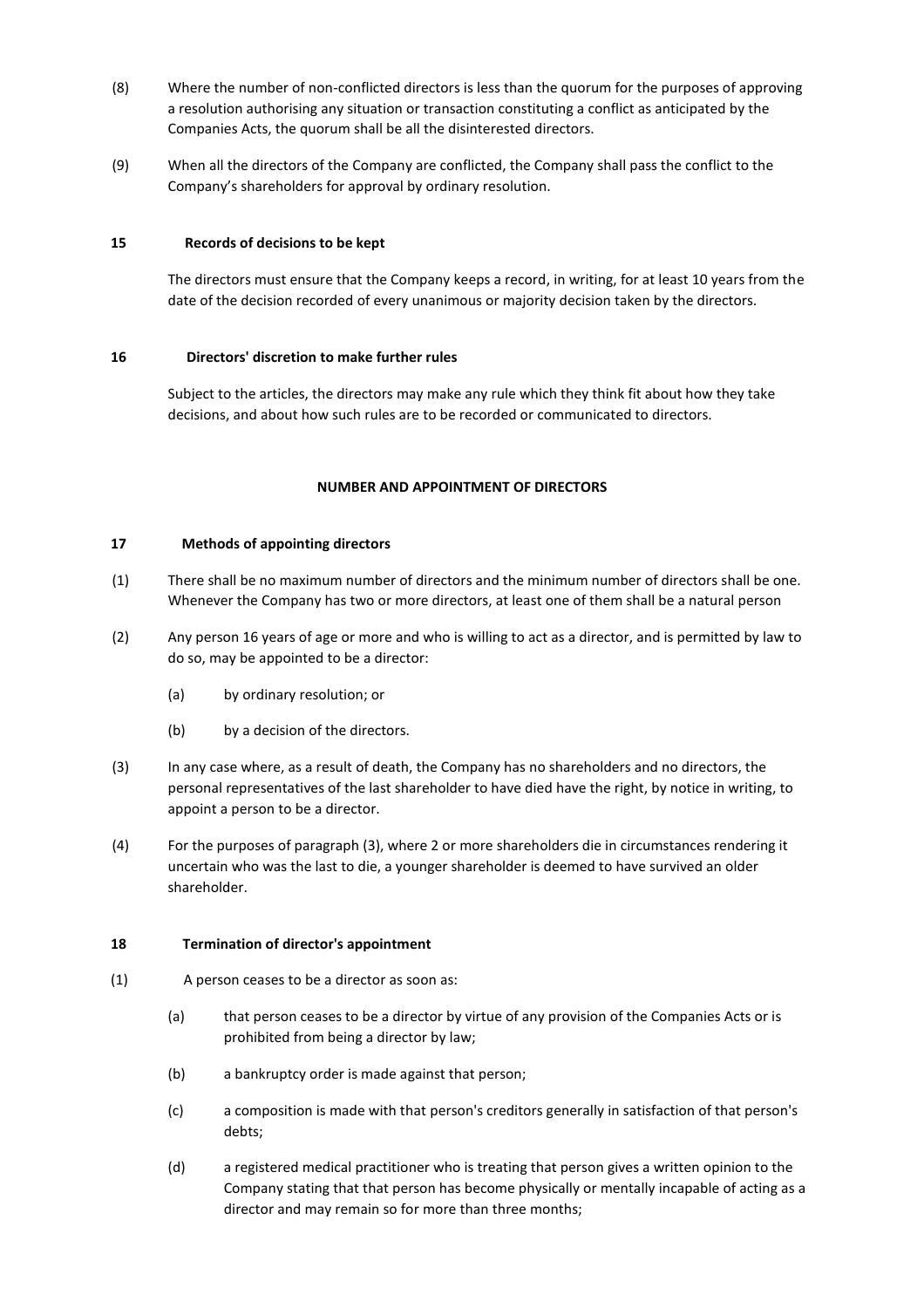(8) Where the number of non-conflicted directors is less than the quorum for the purposes of approving a resolution authorising any situation or transaction constituting a conflict as anticipated by the Companies Acts, the quorum shall be all the disinterested directors.

(9) When all the directors of the Company are conflicted, the Company shall pass the conflict to the Company's shareholders for approval by ordinary resolution.

**15 Records of decisions to be kept**

The directors must ensure that the Company keeps a record, in writing, for at least 10 years from the date of the decision recorded of every unanimous or majority decision taken by the directors.

**16 Directors' discretion to make further rules**

Subject to the articles, the directors may make any rule which they think fit about how they take decisions, and about how such rules are to be recorded or communicated to directors.

**NUMBER AND APPOINTMENT OF DIRECTORS**

**17 Methods of appointing directors**

(1) There shall be no maximum number of directors and the minimum number of directors shall be one. Whenever the Company has two or more directors, at least one of them shall be a natural person

(2) Any person 16 years of age or more and who is willing to act as a director, and is permitted by law to do so, may be appointed to be a director:

- (a) by ordinary resolution; or
- (b) by a decision of the directors.

(3) In any case where, as a result of death, the Company has no shareholders and no directors, the personal representatives of the last shareholder to have died have the right, by notice in writing, to appoint a person to be a director.

(4) For the purposes of paragraph (3), where 2 or more shareholders die in circumstances rendering it uncertain who was the last to die, a younger shareholder is deemed to have survived an older shareholder.

**18 Termination of director's appointment**

(1) A person ceases to be a director as soon as:

- (a) that person ceases to be a director by virtue of any provision of the Companies Acts or is prohibited from being a director by law;
- (b) a bankruptcy order is made against that person;
- (c) a composition is made with that person's creditors generally in satisfaction of that person's debts;
- (d) a registered medical practitioner who is treating that person gives a written opinion to the Company stating that that person has become physically or mentally incapable of acting as a director and may remain so for more than three months;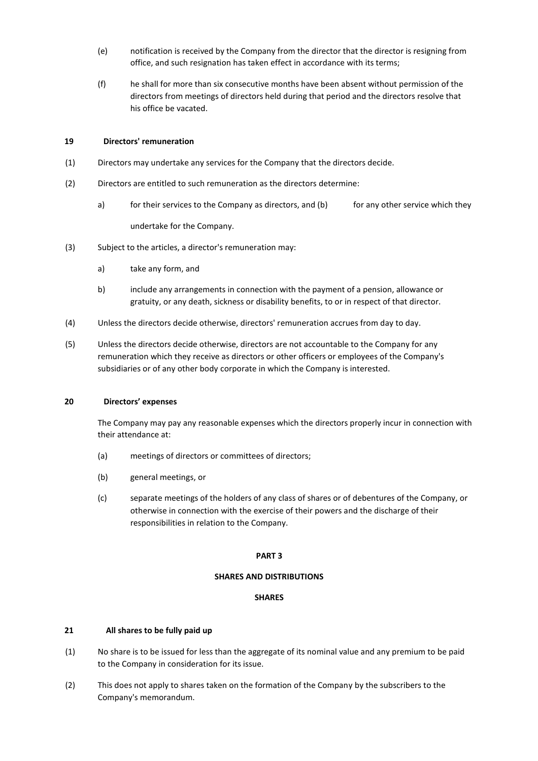(e) notification is received by the Company from the director that the director is resigning from office, and such resignation has taken effect in accordance with its terms;

(f) he shall for more than six consecutive months have been absent without permission of the directors from meetings of directors held during that period and the directors resolve that his office be vacated.

**19 Directors' remuneration**

(1) Directors may undertake any services for the Company that the directors decide.

(2) Directors are entitled to such remuneration as the directors determine:

a) for their services to the Company as directors, and (b) for any other service which they undertake for the Company.

(3) Subject to the articles, a director's remuneration may:

a) take any form, and

b) include any arrangements in connection with the payment of a pension, allowance or gratuity, or any death, sickness or disability benefits, to or in respect of that director.

(4) Unless the directors decide otherwise, directors' remuneration accrues from day to day.

(5) Unless the directors decide otherwise, directors are not accountable to the Company for any remuneration which they receive as directors or other officers or employees of the Company's subsidiaries or of any other body corporate in which the Company is interested.

**20 Directors' expenses**

The Company may pay any reasonable expenses which the directors properly incur in connection with their attendance at:

(a) meetings of directors or committees of directors;

(b) general meetings, or

(c) separate meetings of the holders of any class of shares or of debentures of the Company, or otherwise in connection with the exercise of their powers and the discharge of their responsibilities in relation to the Company.

**PART 3**

**SHARES AND DISTRIBUTIONS**

**SHARES**

**21 All shares to be fully paid up**

(1) No share is to be issued for less than the aggregate of its nominal value and any premium to be paid to the Company in consideration for its issue.

(2) This does not apply to shares taken on the formation of the Company by the subscribers to the Company's memorandum.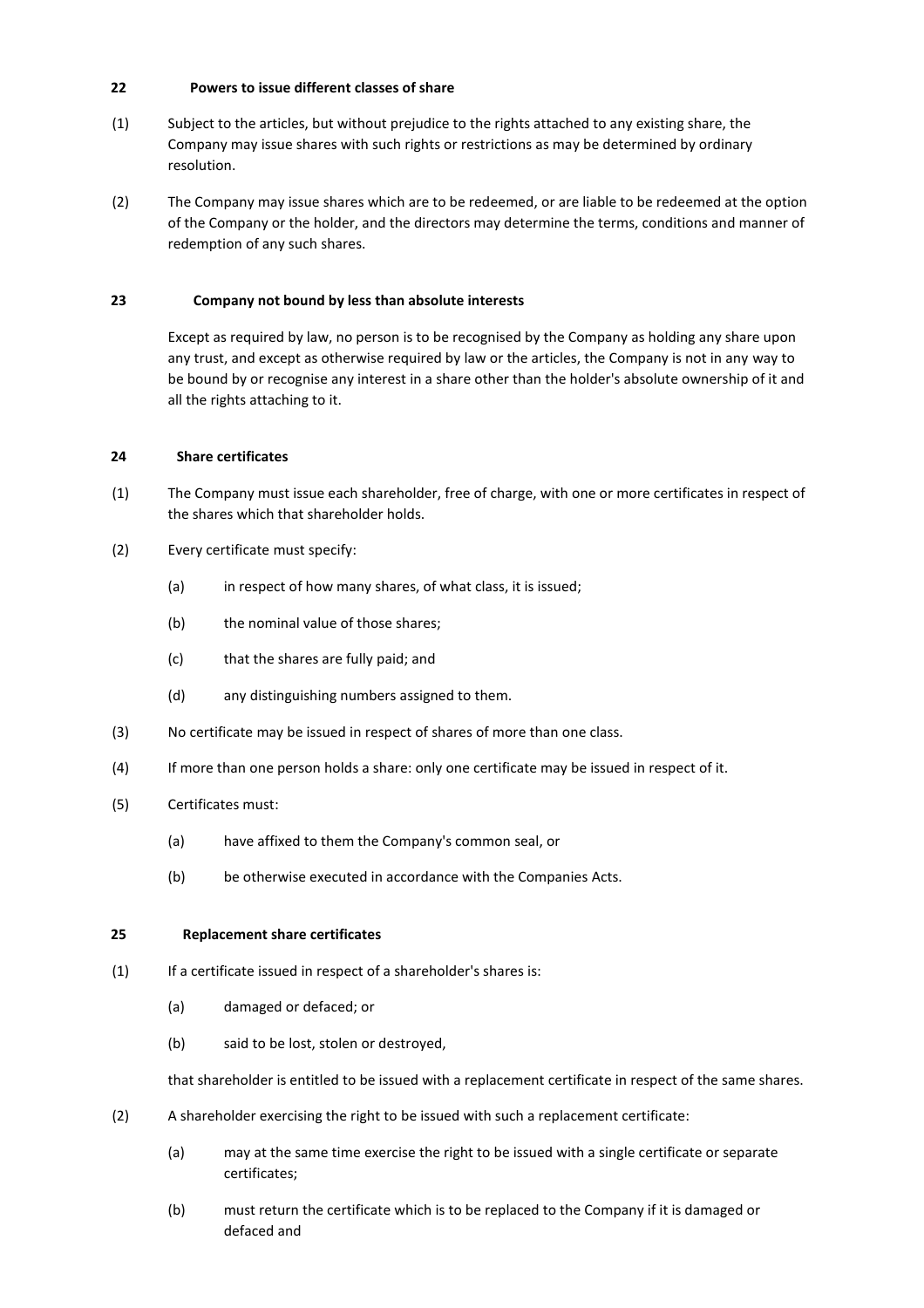**22 Powers to issue different classes of share**

(1) Subject to the articles, but without prejudice to the rights attached to any existing share, the Company may issue shares with such rights or restrictions as may be determined by ordinary resolution.

(2) The Company may issue shares which are to be redeemed, or are liable to be redeemed at the option of the Company or the holder, and the directors may determine the terms, conditions and manner of redemption of any such shares.

**23 Company not bound by less than absolute interests**

Except as required by law, no person is to be recognised by the Company as holding any share upon any trust, and except as otherwise required by law or the articles, the Company is not in any way to be bound by or recognise any interest in a share other than the holder's absolute ownership of it and all the rights attaching to it.

**24 Share certificates**

(1) The Company must issue each shareholder, free of charge, with one or more certificates in respect of the shares which that shareholder holds.

(2) Every certificate must specify:

(a) in respect of how many shares, of what class, it is issued;

(b) the nominal value of those shares;

(c) that the shares are fully paid; and

(d) any distinguishing numbers assigned to them.

(3) No certificate may be issued in respect of shares of more than one class.

(4) If more than one person holds a share: only one certificate may be issued in respect of it.

(5) Certificates must:

(a) have affixed to them the Company's common seal, or

(b) be otherwise executed in accordance with the Companies Acts.

**25 Replacement share certificates**

(1) If a certificate issued in respect of a shareholder's shares is:

(a) damaged or defaced; or

(b) said to be lost, stolen or destroyed,

that shareholder is entitled to be issued with a replacement certificate in respect of the same shares.

(2) A shareholder exercising the right to be issued with such a replacement certificate:

(a) may at the same time exercise the right to be issued with a single certificate or separate certificates;

(b) must return the certificate which is to be replaced to the Company if it is damaged or defaced and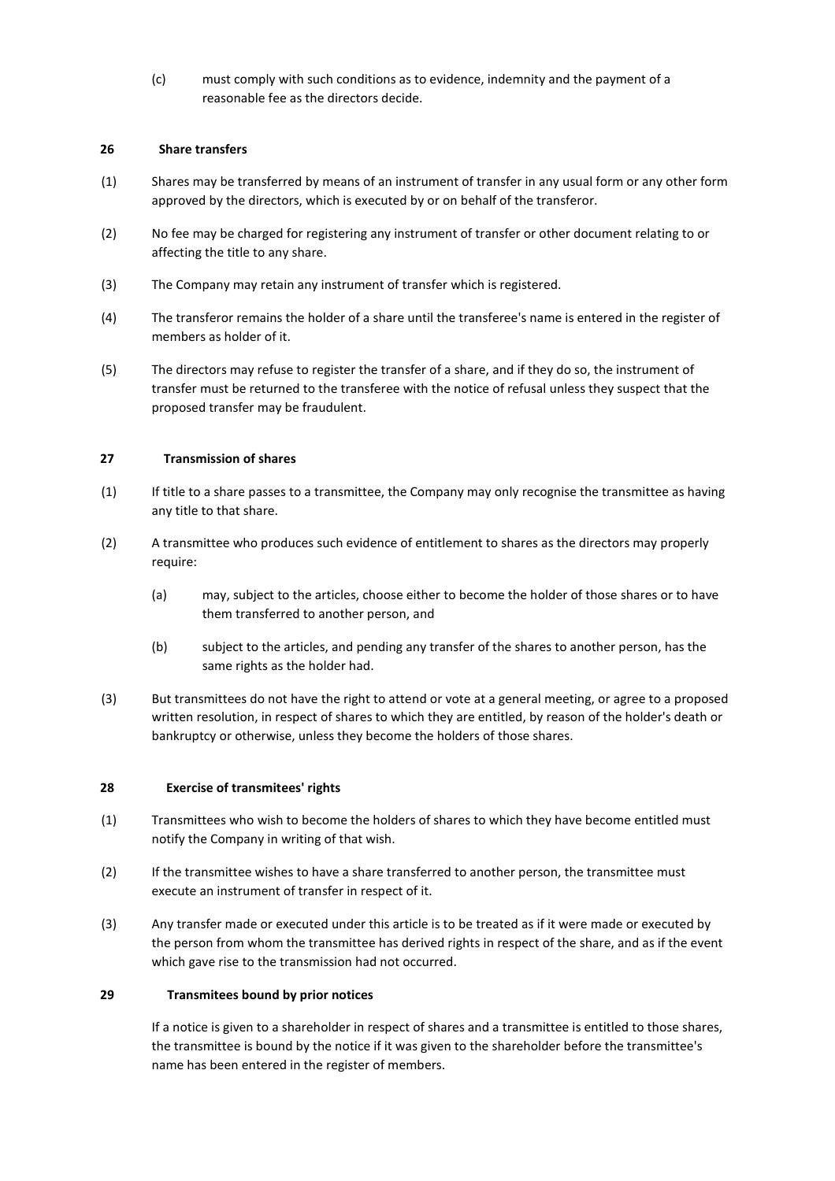(c) must comply with such conditions as to evidence, indemnity and the payment of a reasonable fee as the directors decide.

### 26 Share transfers

(1) Shares may be transferred by means of an instrument of transfer in any usual form or any other form approved by the directors, which is executed by or on behalf of the transferor.

(2) No fee may be charged for registering any instrument of transfer or other document relating to or affecting the title to any share.

(3) The Company may retain any instrument of transfer which is registered.

(4) The transferor remains the holder of a share until the transferee's name is entered in the register of members as holder of it.

(5) The directors may refuse to register the transfer of a share, and if they do so, the instrument of transfer must be returned to the transferee with the notice of refusal unless they suspect that the proposed transfer may be fraudulent.

### 27 Transmission of shares

(1) If title to a share passes to a transmittee, the Company may only recognise the transmittee as having any title to that share.

(2) A transmittee who produces such evidence of entitlement to shares as the directors may properly require:

(a) may, subject to the articles, choose either to become the holder of those shares or to have them transferred to another person, and

(b) subject to the articles, and pending any transfer of the shares to another person, has the same rights as the holder had.

(3) But transmittees do not have the right to attend or vote at a general meeting, or agree to a proposed written resolution, in respect of shares to which they are entitled, by reason of the holder's death or bankruptcy or otherwise, unless they become the holders of those shares.

### 28 Exercise of transmitees' rights

(1) Transmittees who wish to become the holders of shares to which they have become entitled must notify the Company in writing of that wish.

(2) If the transmittee wishes to have a share transferred to another person, the transmittee must execute an instrument of transfer in respect of it.

(3) Any transfer made or executed under this article is to be treated as if it were made or executed by the person from whom the transmittee has derived rights in respect of the share, and as if the event which gave rise to the transmission had not occurred.

### 29 Transmitees bound by prior notices

If a notice is given to a shareholder in respect of shares and a transmittee is entitled to those shares, the transmittee is bound by the notice if it was given to the shareholder before the transmittee's name has been entered in the register of members.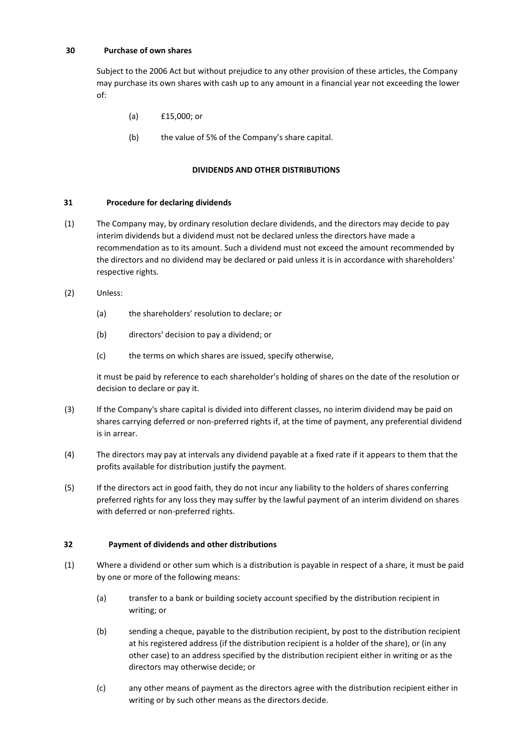**30 Purchase of own shares**

Subject to the 2006 Act but without prejudice to any other provision of these articles, the Company may purchase its own shares with cash up to any amount in a financial year not exceeding the lower of:

(a) £15,000; or

(b) the value of 5% of the Company's share capital.

**DIVIDENDS AND OTHER DISTRIBUTIONS**

**31 Procedure for declaring dividends**

(1) The Company may, by ordinary resolution declare dividends, and the directors may decide to pay interim dividends but a dividend must not be declared unless the directors have made a recommendation as to its amount. Such a dividend must not exceed the amount recommended by the directors and no dividend may be declared or paid unless it is in accordance with shareholders' respective rights.

(2) Unless:

(a) the shareholders' resolution to declare; or

(b) directors' decision to pay a dividend; or

(c) the terms on which shares are issued, specify otherwise,

it must be paid by reference to each shareholder's holding of shares on the date of the resolution or decision to declare or pay it.

(3) If the Company's share capital is divided into different classes, no interim dividend may be paid on shares carrying deferred or non-preferred rights if, at the time of payment, any preferential dividend is in arrear.

(4) The directors may pay at intervals any dividend payable at a fixed rate if it appears to them that the profits available for distribution justify the payment.

(5) If the directors act in good faith, they do not incur any liability to the holders of shares conferring preferred rights for any loss they may suffer by the lawful payment of an interim dividend on shares with deferred or non-preferred rights.

**32 Payment of dividends and other distributions**

(1) Where a dividend or other sum which is a distribution is payable in respect of a share, it must be paid by one or more of the following means:

(a) transfer to a bank or building society account specified by the distribution recipient in writing; or

(b) sending a cheque, payable to the distribution recipient, by post to the distribution recipient at his registered address (if the distribution recipient is a holder of the share), or (in any other case) to an address specified by the distribution recipient either in writing or as the directors may otherwise decide; or

(c) any other means of payment as the directors agree with the distribution recipient either in writing or by such other means as the directors decide.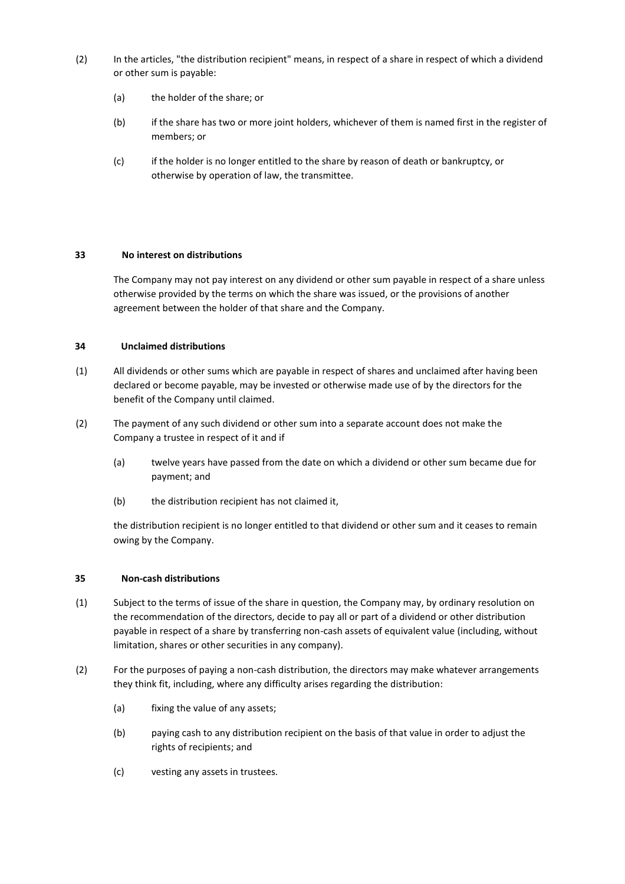(2) In the articles, "the distribution recipient" means, in respect of a share in respect of which a dividend or other sum is payable:

(a) the holder of the share; or

(b) if the share has two or more joint holders, whichever of them is named first in the register of members; or

(c) if the holder is no longer entitled to the share by reason of death or bankruptcy, or otherwise by operation of law, the transmittee.

### 33 No interest on distributions

The Company may not pay interest on any dividend or other sum payable in respect of a share unless otherwise provided by the terms on which the share was issued, or the provisions of another agreement between the holder of that share and the Company.

### 34 Unclaimed distributions

(1) All dividends or other sums which are payable in respect of shares and unclaimed after having been declared or become payable, may be invested or otherwise made use of by the directors for the benefit of the Company until claimed.

(2) The payment of any such dividend or other sum into a separate account does not make the Company a trustee in respect of it and if

(a) twelve years have passed from the date on which a dividend or other sum became due for payment; and

(b) the distribution recipient has not claimed it,

the distribution recipient is no longer entitled to that dividend or other sum and it ceases to remain owing by the Company.

### 35 Non-cash distributions

(1) Subject to the terms of issue of the share in question, the Company may, by ordinary resolution on the recommendation of the directors, decide to pay all or part of a dividend or other distribution payable in respect of a share by transferring non-cash assets of equivalent value (including, without limitation, shares or other securities in any company).

(2) For the purposes of paying a non-cash distribution, the directors may make whatever arrangements they think fit, including, where any difficulty arises regarding the distribution:

(a) fixing the value of any assets;

(b) paying cash to any distribution recipient on the basis of that value in order to adjust the rights of recipients; and

(c) vesting any assets in trustees.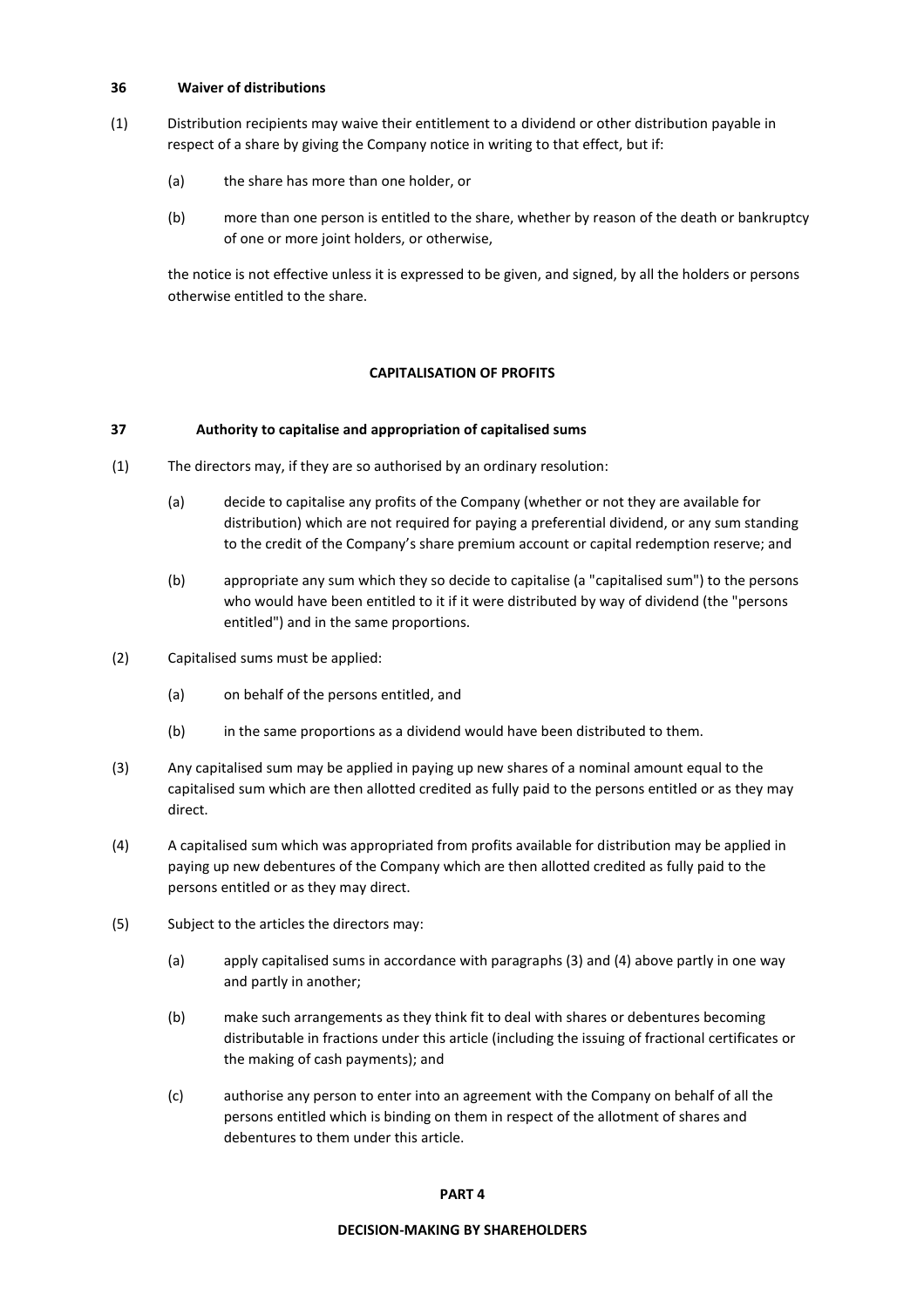**36 Waiver of distributions**

(1) Distribution recipients may waive their entitlement to a dividend or other distribution payable in respect of a share by giving the Company notice in writing to that effect, but if:

(a) the share has more than one holder, or

(b) more than one person is entitled to the share, whether by reason of the death or bankruptcy of one or more joint holders, or otherwise,

the notice is not effective unless it is expressed to be given, and signed, by all the holders or persons otherwise entitled to the share.

**CAPITALISATION OF PROFITS**

**37 Authority to capitalise and appropriation of capitalised sums**

(1) The directors may, if they are so authorised by an ordinary resolution:

(a) decide to capitalise any profits of the Company (whether or not they are available for distribution) which are not required for paying a preferential dividend, or any sum standing to the credit of the Company's share premium account or capital redemption reserve; and

(b) appropriate any sum which they so decide to capitalise (a "capitalised sum") to the persons who would have been entitled to it if it were distributed by way of dividend (the "persons entitled") and in the same proportions.

(2) Capitalised sums must be applied:

(a) on behalf of the persons entitled, and

(b) in the same proportions as a dividend would have been distributed to them.

(3) Any capitalised sum may be applied in paying up new shares of a nominal amount equal to the capitalised sum which are then allotted credited as fully paid to the persons entitled or as they may direct.

(4) A capitalised sum which was appropriated from profits available for distribution may be applied in paying up new debentures of the Company which are then allotted credited as fully paid to the persons entitled or as they may direct.

(5) Subject to the articles the directors may:

(a) apply capitalised sums in accordance with paragraphs (3) and (4) above partly in one way and partly in another;

(b) make such arrangements as they think fit to deal with shares or debentures becoming distributable in fractions under this article (including the issuing of fractional certificates or the making of cash payments); and

(c) authorise any person to enter into an agreement with the Company on behalf of all the persons entitled which is binding on them in respect of the allotment of shares and debentures to them under this article.

**PART 4**

**DECISION-MAKING BY SHAREHOLDERS**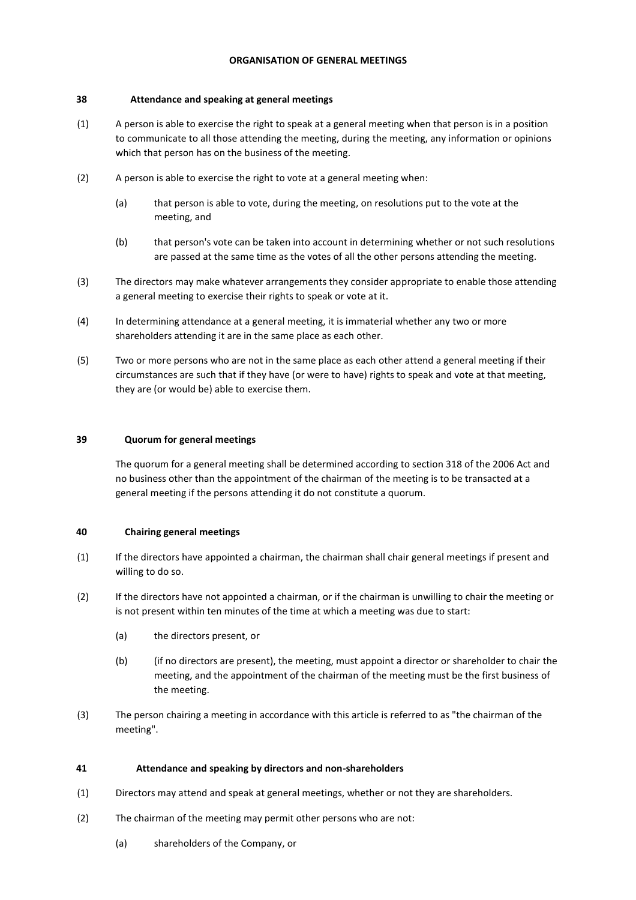## ORGANISATION OF GENERAL MEETINGS

### 38 Attendance and speaking at general meetings

(1) A person is able to exercise the right to speak at a general meeting when that person is in a position to communicate to all those attending the meeting, during the meeting, any information or opinions which that person has on the business of the meeting.

(2) A person is able to exercise the right to vote at a general meeting when:

(a) that person is able to vote, during the meeting, on resolutions put to the vote at the meeting, and

(b) that person's vote can be taken into account in determining whether or not such resolutions are passed at the same time as the votes of all the other persons attending the meeting.

(3) The directors may make whatever arrangements they consider appropriate to enable those attending a general meeting to exercise their rights to speak or vote at it.

(4) In determining attendance at a general meeting, it is immaterial whether any two or more shareholders attending it are in the same place as each other.

(5) Two or more persons who are not in the same place as each other attend a general meeting if their circumstances are such that if they have (or were to have) rights to speak and vote at that meeting, they are (or would be) able to exercise them.

### 39 Quorum for general meetings

The quorum for a general meeting shall be determined according to section 318 of the 2006 Act and no business other than the appointment of the chairman of the meeting is to be transacted at a general meeting if the persons attending it do not constitute a quorum.

### 40 Chairing general meetings

(1) If the directors have appointed a chairman, the chairman shall chair general meetings if present and willing to do so.

(2) If the directors have not appointed a chairman, or if the chairman is unwilling to chair the meeting or is not present within ten minutes of the time at which a meeting was due to start:

(a) the directors present, or

(b) (if no directors are present), the meeting, must appoint a director or shareholder to chair the meeting, and the appointment of the chairman of the meeting must be the first business of the meeting.

(3) The person chairing a meeting in accordance with this article is referred to as "the chairman of the meeting".

### 41 Attendance and speaking by directors and non-shareholders

(1) Directors may attend and speak at general meetings, whether or not they are shareholders.

(2) The chairman of the meeting may permit other persons who are not:

(a) shareholders of the Company, or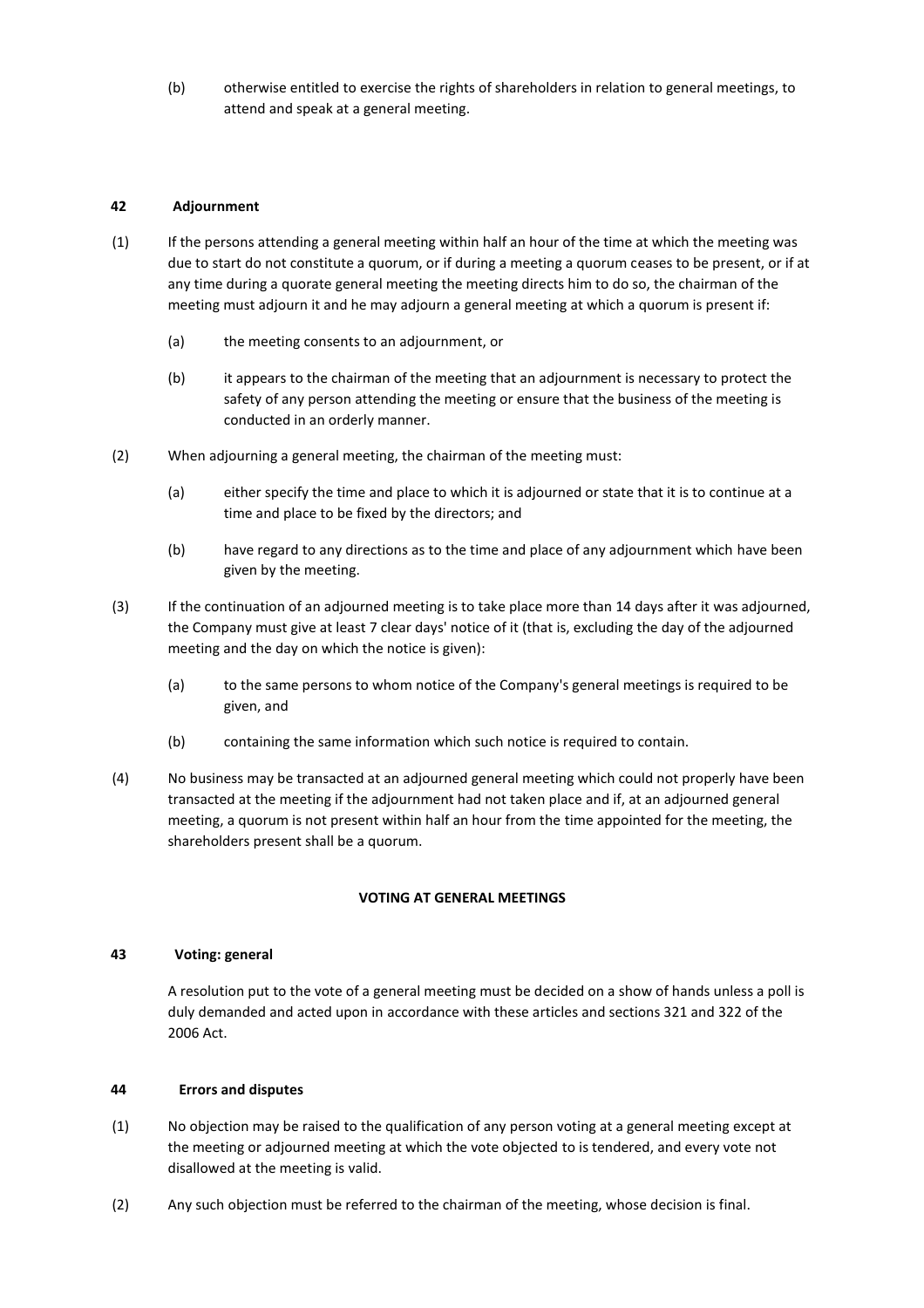(b) otherwise entitled to exercise the rights of shareholders in relation to general meetings, to attend and speak at a general meeting.

**42 Adjournment**

(1) If the persons attending a general meeting within half an hour of the time at which the meeting was due to start do not constitute a quorum, or if during a meeting a quorum ceases to be present, or if at any time during a quorate general meeting the meeting directs him to do so, the chairman of the meeting must adjourn it and he may adjourn a general meeting at which a quorum is present if:

(a) the meeting consents to an adjournment, or

(b) it appears to the chairman of the meeting that an adjournment is necessary to protect the safety of any person attending the meeting or ensure that the business of the meeting is conducted in an orderly manner.

(2) When adjourning a general meeting, the chairman of the meeting must:

(a) either specify the time and place to which it is adjourned or state that it is to continue at a time and place to be fixed by the directors; and

(b) have regard to any directions as to the time and place of any adjournment which have been given by the meeting.

(3) If the continuation of an adjourned meeting is to take place more than 14 days after it was adjourned, the Company must give at least 7 clear days' notice of it (that is, excluding the day of the adjourned meeting and the day on which the notice is given):

(a) to the same persons to whom notice of the Company's general meetings is required to be given, and

(b) containing the same information which such notice is required to contain.

(4) No business may be transacted at an adjourned general meeting which could not properly have been transacted at the meeting if the adjournment had not taken place and if, at an adjourned general meeting, a quorum is not present within half an hour from the time appointed for the meeting, the shareholders present shall be a quorum.

**VOTING AT GENERAL MEETINGS**

**43 Voting: general**

A resolution put to the vote of a general meeting must be decided on a show of hands unless a poll is duly demanded and acted upon in accordance with these articles and sections 321 and 322 of the 2006 Act.

**44 Errors and disputes**

(1) No objection may be raised to the qualification of any person voting at a general meeting except at the meeting or adjourned meeting at which the vote objected to is tendered, and every vote not disallowed at the meeting is valid.

(2) Any such objection must be referred to the chairman of the meeting, whose decision is final.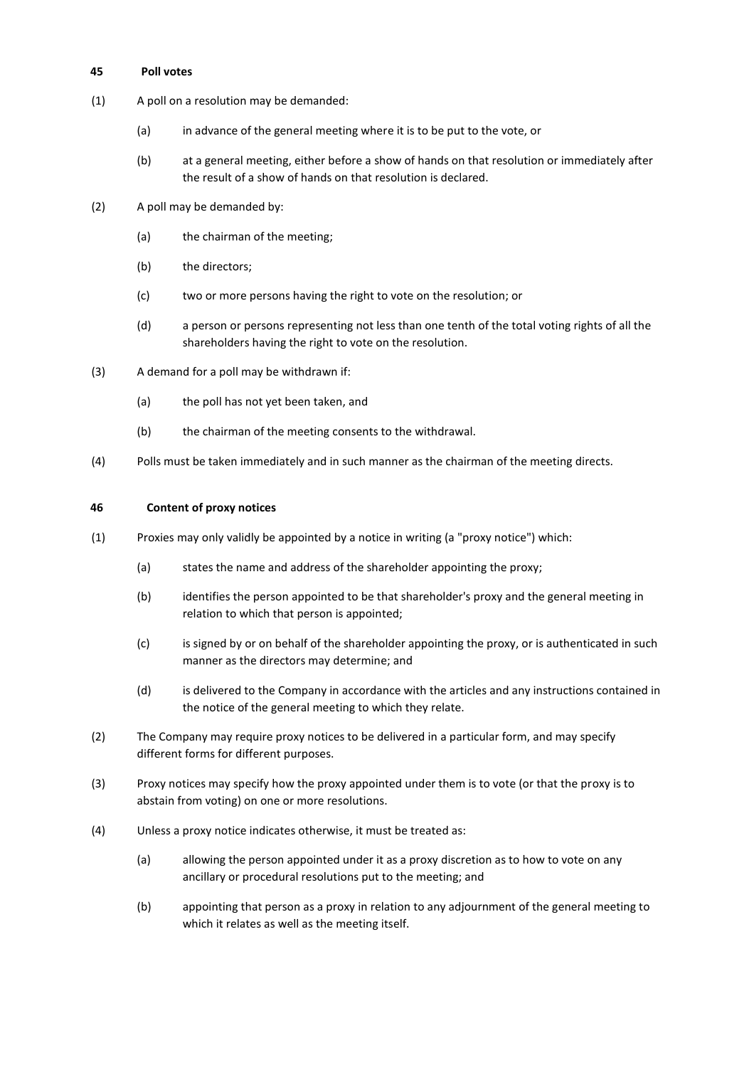### 45 Poll votes

(1) A poll on a resolution may be demanded:

(a) in advance of the general meeting where it is to be put to the vote, or

(b) at a general meeting, either before a show of hands on that resolution or immediately after the result of a show of hands on that resolution is declared.

(2) A poll may be demanded by:

(a) the chairman of the meeting;

(b) the directors;

(c) two or more persons having the right to vote on the resolution; or

(d) a person or persons representing not less than one tenth of the total voting rights of all the shareholders having the right to vote on the resolution.

(3) A demand for a poll may be withdrawn if:

(a) the poll has not yet been taken, and

(b) the chairman of the meeting consents to the withdrawal.

(4) Polls must be taken immediately and in such manner as the chairman of the meeting directs.

### 46 Content of proxy notices

(1) Proxies may only validly be appointed by a notice in writing (a "proxy notice") which:

(a) states the name and address of the shareholder appointing the proxy;

(b) identifies the person appointed to be that shareholder's proxy and the general meeting in relation to which that person is appointed;

(c) is signed by or on behalf of the shareholder appointing the proxy, or is authenticated in such manner as the directors may determine; and

(d) is delivered to the Company in accordance with the articles and any instructions contained in the notice of the general meeting to which they relate.

(2) The Company may require proxy notices to be delivered in a particular form, and may specify different forms for different purposes.

(3) Proxy notices may specify how the proxy appointed under them is to vote (or that the proxy is to abstain from voting) on one or more resolutions.

(4) Unless a proxy notice indicates otherwise, it must be treated as:

(a) allowing the person appointed under it as a proxy discretion as to how to vote on any ancillary or procedural resolutions put to the meeting; and

(b) appointing that person as a proxy in relation to any adjournment of the general meeting to which it relates as well as the meeting itself.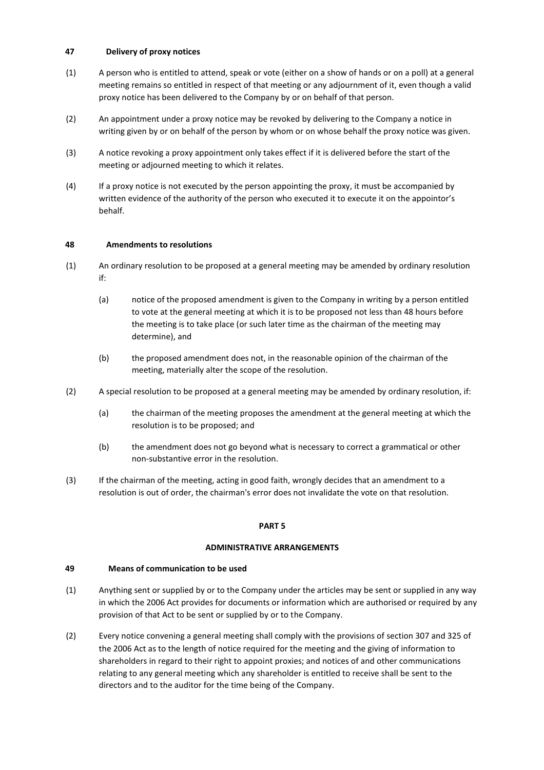**47 Delivery of proxy notices**

(1) A person who is entitled to attend, speak or vote (either on a show of hands or on a poll) at a general meeting remains so entitled in respect of that meeting or any adjournment of it, even though a valid proxy notice has been delivered to the Company by or on behalf of that person.

(2) An appointment under a proxy notice may be revoked by delivering to the Company a notice in writing given by or on behalf of the person by whom or on whose behalf the proxy notice was given.

(3) A notice revoking a proxy appointment only takes effect if it is delivered before the start of the meeting or adjourned meeting to which it relates.

(4) If a proxy notice is not executed by the person appointing the proxy, it must be accompanied by written evidence of the authority of the person who executed it to execute it on the appointor's behalf.

**48 Amendments to resolutions**

(1) An ordinary resolution to be proposed at a general meeting may be amended by ordinary resolution if:

(a) notice of the proposed amendment is given to the Company in writing by a person entitled to vote at the general meeting at which it is to be proposed not less than 48 hours before the meeting is to take place (or such later time as the chairman of the meeting may determine), and

(b) the proposed amendment does not, in the reasonable opinion of the chairman of the meeting, materially alter the scope of the resolution.

(2) A special resolution to be proposed at a general meeting may be amended by ordinary resolution, if:

(a) the chairman of the meeting proposes the amendment at the general meeting at which the resolution is to be proposed; and

(b) the amendment does not go beyond what is necessary to correct a grammatical or other non-substantive error in the resolution.

(3) If the chairman of the meeting, acting in good faith, wrongly decides that an amendment to a resolution is out of order, the chairman's error does not invalidate the vote on that resolution.

**PART 5**

**ADMINISTRATIVE ARRANGEMENTS**

**49 Means of communication to be used**

(1) Anything sent or supplied by or to the Company under the articles may be sent or supplied in any way in which the 2006 Act provides for documents or information which are authorised or required by any provision of that Act to be sent or supplied by or to the Company.

(2) Every notice convening a general meeting shall comply with the provisions of section 307 and 325 of the 2006 Act as to the length of notice required for the meeting and the giving of information to shareholders in regard to their right to appoint proxies; and notices of and other communications relating to any general meeting which any shareholder is entitled to receive shall be sent to the directors and to the auditor for the time being of the Company.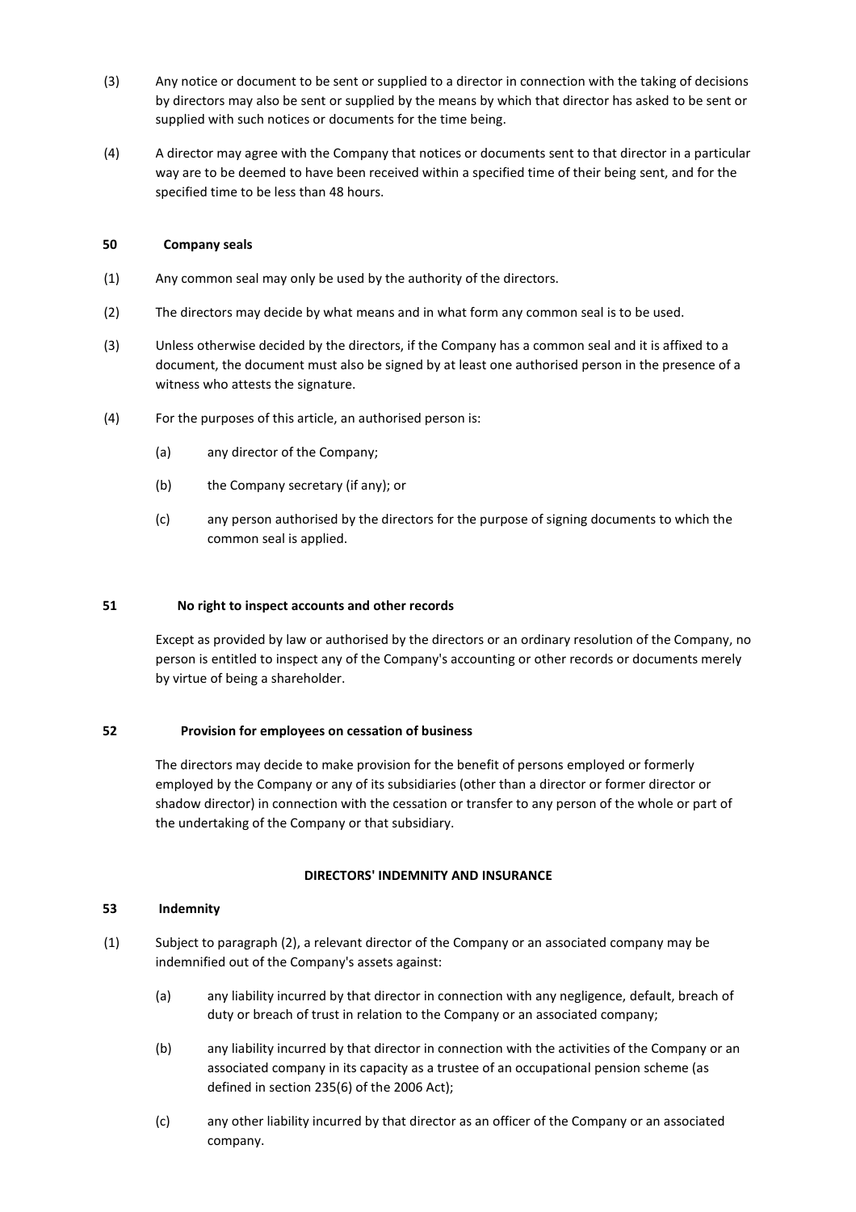(3) Any notice or document to be sent or supplied to a director in connection with the taking of decisions by directors may also be sent or supplied by the means by which that director has asked to be sent or supplied with such notices or documents for the time being.

(4) A director may agree with the Company that notices or documents sent to that director in a particular way are to be deemed to have been received within a specified time of their being sent, and for the specified time to be less than 48 hours.

**50 Company seals**

(1) Any common seal may only be used by the authority of the directors.

(2) The directors may decide by what means and in what form any common seal is to be used.

(3) Unless otherwise decided by the directors, if the Company has a common seal and it is affixed to a document, the document must also be signed by at least one authorised person in the presence of a witness who attests the signature.

(4) For the purposes of this article, an authorised person is:

- (a) any director of the Company;
- (b) the Company secretary (if any); or
- (c) any person authorised by the directors for the purpose of signing documents to which the common seal is applied.

**51 No right to inspect accounts and other records**

Except as provided by law or authorised by the directors or an ordinary resolution of the Company, no person is entitled to inspect any of the Company's accounting or other records or documents merely by virtue of being a shareholder.

**52 Provision for employees on cessation of business**

The directors may decide to make provision for the benefit of persons employed or formerly employed by the Company or any of its subsidiaries (other than a director or former director or shadow director) in connection with the cessation or transfer to any person of the whole or part of the undertaking of the Company or that subsidiary.

**DIRECTORS' INDEMNITY AND INSURANCE**

**53 Indemnity**

(1) Subject to paragraph (2), a relevant director of the Company or an associated company may be indemnified out of the Company's assets against:

- (a) any liability incurred by that director in connection with any negligence, default, breach of duty or breach of trust in relation to the Company or an associated company;
- (b) any liability incurred by that director in connection with the activities of the Company or an associated company in its capacity as a trustee of an occupational pension scheme (as defined in section 235(6) of the 2006 Act);
- (c) any other liability incurred by that director as an officer of the Company or an associated company.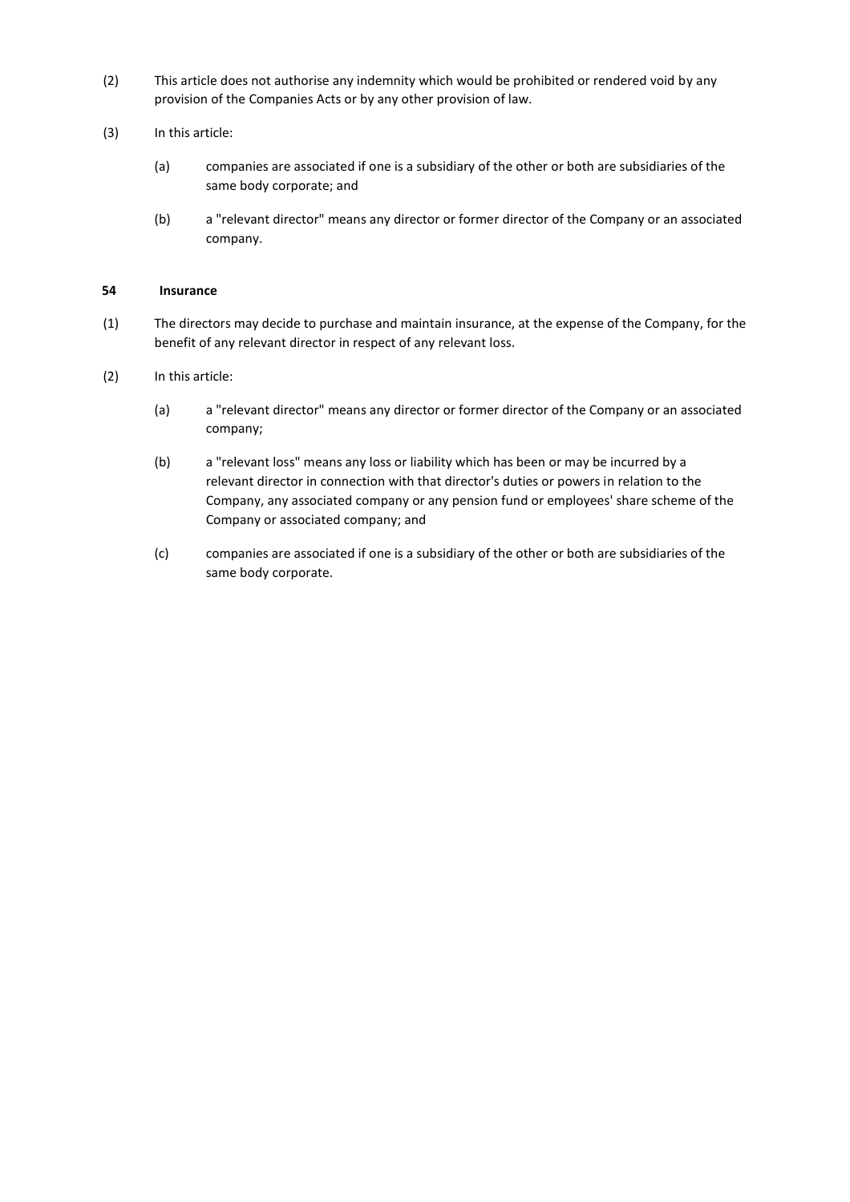(2) This article does not authorise any indemnity which would be prohibited or rendered void by any provision of the Companies Acts or by any other provision of law.

(3) In this article:

(a) companies are associated if one is a subsidiary of the other or both are subsidiaries of the same body corporate; and

(b) a "relevant director" means any director or former director of the Company or an associated company.

**54 Insurance**

(1) The directors may decide to purchase and maintain insurance, at the expense of the Company, for the benefit of any relevant director in respect of any relevant loss.

(2) In this article:

(a) a "relevant director" means any director or former director of the Company or an associated company;

(b) a "relevant loss" means any loss or liability which has been or may be incurred by a relevant director in connection with that director's duties or powers in relation to the Company, any associated company or any pension fund or employees' share scheme of the Company or associated company; and

(c) companies are associated if one is a subsidiary of the other or both are subsidiaries of the same body corporate.